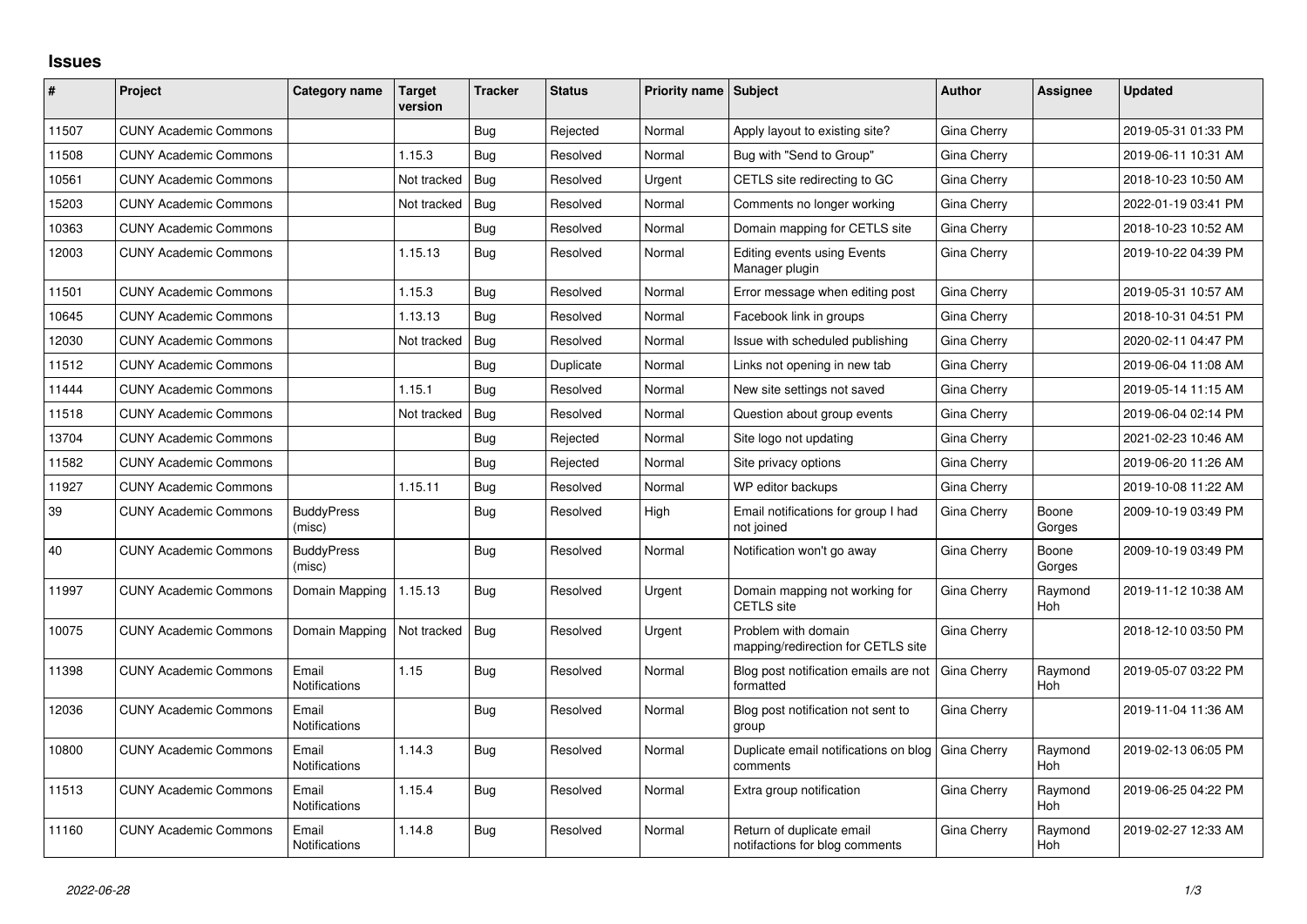# Issues

| # | Project | Category name | Target version | Tracker | Status | Priority name | Subject | Author | Assignee | Updated |
|---|---|---|---|---|---|---|---|---|---|---|
| 11507 | CUNY Academic Commons | | | Bug | Rejected | Normal | Apply layout to existing site? | Gina Cherry | | 2019-05-31 01:33 PM |
| 11508 | CUNY Academic Commons | | 1.15.3 | Bug | Resolved | Normal | Bug with "Send to Group" | Gina Cherry | | 2019-06-11 10:31 AM |
| 10561 | CUNY Academic Commons | | Not tracked | Bug | Resolved | Urgent | CETLS site redirecting to GC | Gina Cherry | | 2018-10-23 10:50 AM |
| 15203 | CUNY Academic Commons | | Not tracked | Bug | Resolved | Normal | Comments no longer working | Gina Cherry | | 2022-01-19 03:41 PM |
| 10363 | CUNY Academic Commons | | | Bug | Resolved | Normal | Domain mapping for CETLS site | Gina Cherry | | 2018-10-23 10:52 AM |
| 12003 | CUNY Academic Commons | | 1.15.13 | Bug | Resolved | Normal | Editing events using Events Manager plugin | Gina Cherry | | 2019-10-22 04:39 PM |
| 11501 | CUNY Academic Commons | | 1.15.3 | Bug | Resolved | Normal | Error message when editing post | Gina Cherry | | 2019-05-31 10:57 AM |
| 10645 | CUNY Academic Commons | | 1.13.13 | Bug | Resolved | Normal | Facebook link in groups | Gina Cherry | | 2018-10-31 04:51 PM |
| 12030 | CUNY Academic Commons | | Not tracked | Bug | Resolved | Normal | Issue with scheduled publishing | Gina Cherry | | 2020-02-11 04:47 PM |
| 11512 | CUNY Academic Commons | | | Bug | Duplicate | Normal | Links not opening in new tab | Gina Cherry | | 2019-06-04 11:08 AM |
| 11444 | CUNY Academic Commons | | 1.15.1 | Bug | Resolved | Normal | New site settings not saved | Gina Cherry | | 2019-05-14 11:15 AM |
| 11518 | CUNY Academic Commons | | Not tracked | Bug | Resolved | Normal | Question about group events | Gina Cherry | | 2019-06-04 02:14 PM |
| 13704 | CUNY Academic Commons | | | Bug | Rejected | Normal | Site logo not updating | Gina Cherry | | 2021-02-23 10:46 AM |
| 11582 | CUNY Academic Commons | | | Bug | Rejected | Normal | Site privacy options | Gina Cherry | | 2019-06-20 11:26 AM |
| 11927 | CUNY Academic Commons | | 1.15.11 | Bug | Resolved | Normal | WP editor backups | Gina Cherry | | 2019-10-08 11:22 AM |
| 39 | CUNY Academic Commons | BuddyPress (misc) | | Bug | Resolved | High | Email notifications for group I had not joined | Gina Cherry | Boone Gorges | 2009-10-19 03:49 PM |
| 40 | CUNY Academic Commons | BuddyPress (misc) | | Bug | Resolved | Normal | Notification won't go away | Gina Cherry | Boone Gorges | 2009-10-19 03:49 PM |
| 11997 | CUNY Academic Commons | Domain Mapping | 1.15.13 | Bug | Resolved | Urgent | Domain mapping not working for CETLS site | Gina Cherry | Raymond Hoh | 2019-11-12 10:38 AM |
| 10075 | CUNY Academic Commons | Domain Mapping | Not tracked | Bug | Resolved | Urgent | Problem with domain mapping/redirection for CETLS site | Gina Cherry | | 2018-12-10 03:50 PM |
| 11398 | CUNY Academic Commons | Email Notifications | 1.15 | Bug | Resolved | Normal | Blog post notification emails are not formatted | Gina Cherry | Raymond Hoh | 2019-05-07 03:22 PM |
| 12036 | CUNY Academic Commons | Email Notifications | | Bug | Resolved | Normal | Blog post notification not sent to group | Gina Cherry | | 2019-11-04 11:36 AM |
| 10800 | CUNY Academic Commons | Email Notifications | 1.14.3 | Bug | Resolved | Normal | Duplicate email notifications on blog comments | Gina Cherry | Raymond Hoh | 2019-02-13 06:05 PM |
| 11513 | CUNY Academic Commons | Email Notifications | 1.15.4 | Bug | Resolved | Normal | Extra group notification | Gina Cherry | Raymond Hoh | 2019-06-25 04:22 PM |
| 11160 | CUNY Academic Commons | Email Notifications | 1.14.8 | Bug | Resolved | Normal | Return of duplicate email notfactions for blog comments | Gina Cherry | Raymond Hoh | 2019-02-27 12:33 AM |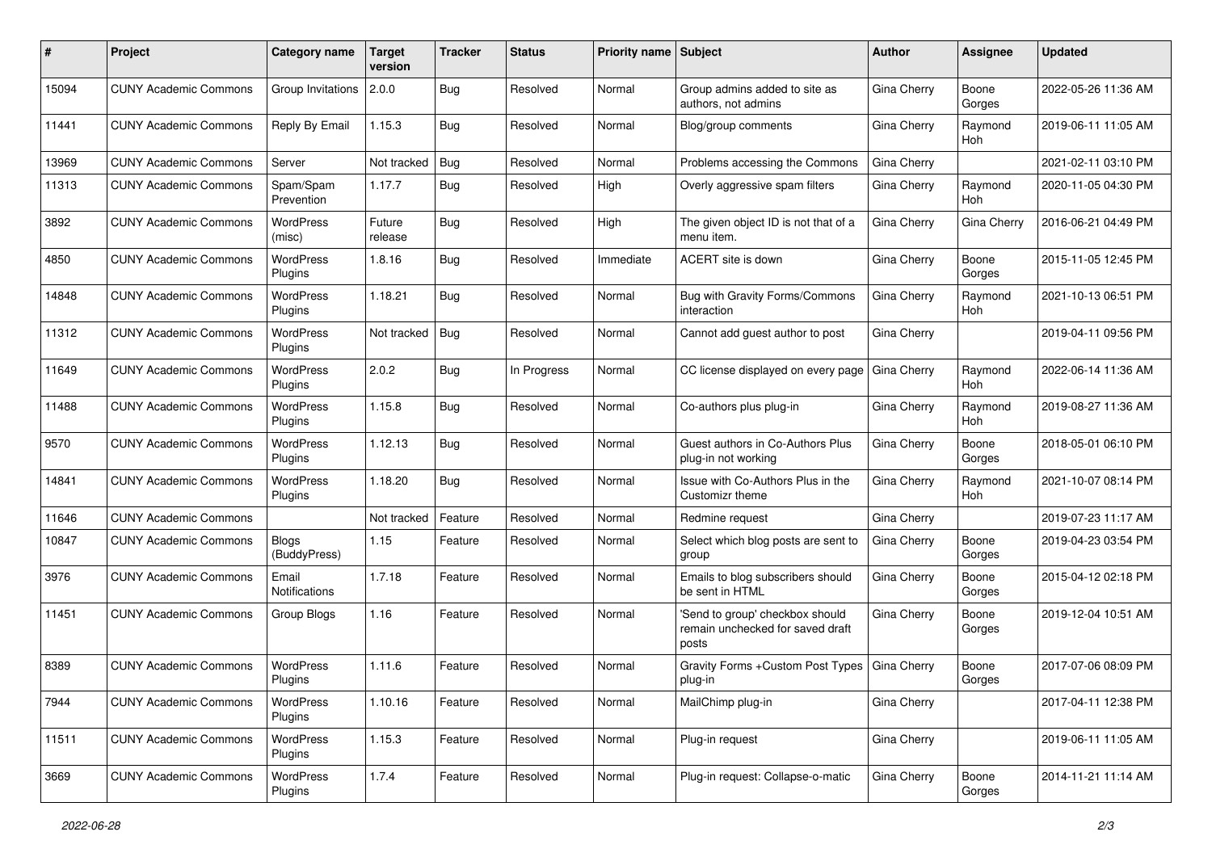| # | Project | Category name | Target version | Tracker | Status | Priority name | Subject | Author | Assignee | Updated |
|---|---|---|---|---|---|---|---|---|---|---|
| 15094 | CUNY Academic Commons | Group Invitations | 2.0.0 | Bug | Resolved | Normal | Group admins added to site as authors, not admins | Gina Cherry | Boone Gorges | 2022-05-26 11:36 AM |
| 11441 | CUNY Academic Commons | Reply By Email | 1.15.3 | Bug | Resolved | Normal | Blog/group comments | Gina Cherry | Raymond Hoh | 2019-06-11 11:05 AM |
| 13969 | CUNY Academic Commons | Server | Not tracked | Bug | Resolved | Normal | Problems accessing the Commons | Gina Cherry | | 2021-02-11 03:10 PM |
| 11313 | CUNY Academic Commons | Spam/Spam Prevention | 1.17.7 | Bug | Resolved | High | Overly aggressive spam filters | Gina Cherry | Raymond Hoh | 2020-11-05 04:30 PM |
| 3892 | CUNY Academic Commons | WordPress (misc) | Future release | Bug | Resolved | High | The given object ID is not that of a menu item. | Gina Cherry | Gina Cherry | 2016-06-21 04:49 PM |
| 4850 | CUNY Academic Commons | WordPress Plugins | 1.8.16 | Bug | Resolved | Immediate | ACERT site is down | Gina Cherry | Boone Gorges | 2015-11-05 12:45 PM |
| 14848 | CUNY Academic Commons | WordPress Plugins | 1.18.21 | Bug | Resolved | Normal | Bug with Gravity Forms/Commons interaction | Gina Cherry | Raymond Hoh | 2021-10-13 06:51 PM |
| 11312 | CUNY Academic Commons | WordPress Plugins | Not tracked | Bug | Resolved | Normal | Cannot add guest author to post | Gina Cherry | | 2019-04-11 09:56 PM |
| 11649 | CUNY Academic Commons | WordPress Plugins | 2.0.2 | Bug | In Progress | Normal | CC license displayed on every page | Gina Cherry | Raymond Hoh | 2022-06-14 11:36 AM |
| 11488 | CUNY Academic Commons | WordPress Plugins | 1.15.8 | Bug | Resolved | Normal | Co-authors plus plug-in | Gina Cherry | Raymond Hoh | 2019-08-27 11:36 AM |
| 9570 | CUNY Academic Commons | WordPress Plugins | 1.12.13 | Bug | Resolved | Normal | Guest authors in Co-Authors Plus plug-in not working | Gina Cherry | Boone Gorges | 2018-05-01 06:10 PM |
| 14841 | CUNY Academic Commons | WordPress Plugins | 1.18.20 | Bug | Resolved | Normal | Issue with Co-Authors Plus in the Customizr theme | Gina Cherry | Raymond Hoh | 2021-10-07 08:14 PM |
| 11646 | CUNY Academic Commons | | Not tracked | Feature | Resolved | Normal | Redmine request | Gina Cherry | | 2019-07-23 11:17 AM |
| 10847 | CUNY Academic Commons | Blogs (BuddyPress) | 1.15 | Feature | Resolved | Normal | Select which blog posts are sent to group | Gina Cherry | Boone Gorges | 2019-04-23 03:54 PM |
| 3976 | CUNY Academic Commons | Email Notifications | 1.7.18 | Feature | Resolved | Normal | Emails to blog subscribers should be sent in HTML | Gina Cherry | Boone Gorges | 2015-04-12 02:18 PM |
| 11451 | CUNY Academic Commons | Group Blogs | 1.16 | Feature | Resolved | Normal | 'Send to group' checkbox should remain unchecked for saved draft posts | Gina Cherry | Boone Gorges | 2019-12-04 10:51 AM |
| 8389 | CUNY Academic Commons | WordPress Plugins | 1.11.6 | Feature | Resolved | Normal | Gravity Forms +Custom Post Types plug-in | Gina Cherry | Boone Gorges | 2017-07-06 08:09 PM |
| 7944 | CUNY Academic Commons | WordPress Plugins | 1.10.16 | Feature | Resolved | Normal | MailChimp plug-in | Gina Cherry | | 2017-04-11 12:38 PM |
| 11511 | CUNY Academic Commons | WordPress Plugins | 1.15.3 | Feature | Resolved | Normal | Plug-in request | Gina Cherry | | 2019-06-11 11:05 AM |
| 3669 | CUNY Academic Commons | WordPress Plugins | 1.7.4 | Feature | Resolved | Normal | Plug-in request: Collapse-o-matic | Gina Cherry | Boone Gorges | 2014-11-21 11:14 AM |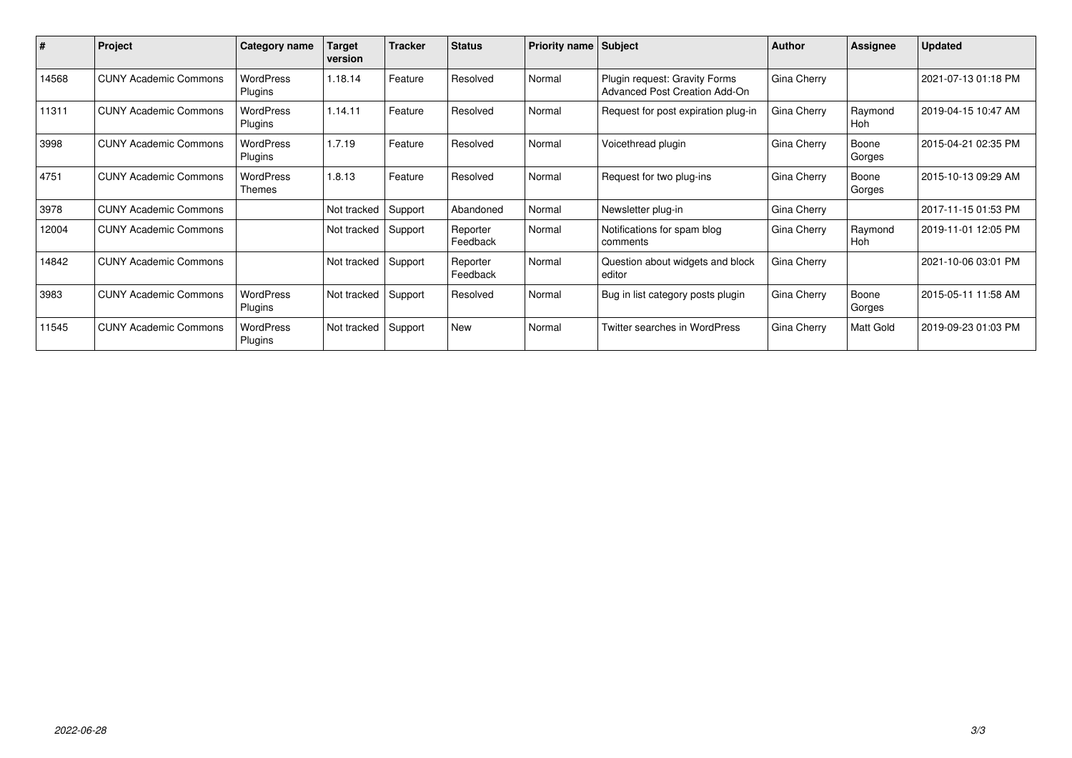| # | Project | Category name | Target version | Tracker | Status | Priority name | Subject | Author | Assignee | Updated |
|---|---|---|---|---|---|---|---|---|---|---|
| 14568 | CUNY Academic Commons | WordPress Plugins | 1.18.14 | Feature | Resolved | Normal | Plugin request: Gravity Forms Advanced Post Creation Add-On | Gina Cherry | | 2021-07-13 01:18 PM |
| 11311 | CUNY Academic Commons | WordPress Plugins | 1.14.11 | Feature | Resolved | Normal | Request for post expiration plug-in | Gina Cherry | Raymond Hoh | 2019-04-15 10:47 AM |
| 3998 | CUNY Academic Commons | WordPress Plugins | 1.7.19 | Feature | Resolved | Normal | Voicethread plugin | Gina Cherry | Boone Gorges | 2015-04-21 02:35 PM |
| 4751 | CUNY Academic Commons | WordPress Themes | 1.8.13 | Feature | Resolved | Normal | Request for two plug-ins | Gina Cherry | Boone Gorges | 2015-10-13 09:29 AM |
| 3978 | CUNY Academic Commons | | Not tracked | Support | Abandoned | Normal | Newsletter plug-in | Gina Cherry | | 2017-11-15 01:53 PM |
| 12004 | CUNY Academic Commons | | Not tracked | Support | Reporter Feedback | Normal | Notifications for spam blog comments | Gina Cherry | Raymond Hoh | 2019-11-01 12:05 PM |
| 14842 | CUNY Academic Commons | | Not tracked | Support | Reporter Feedback | Normal | Question about widgets and block editor | Gina Cherry | | 2021-10-06 03:01 PM |
| 3983 | CUNY Academic Commons | WordPress Plugins | Not tracked | Support | Resolved | Normal | Bug in list category posts plugin | Gina Cherry | Boone Gorges | 2015-05-11 11:58 AM |
| 11545 | CUNY Academic Commons | WordPress Plugins | Not tracked | Support | New | Normal | Twitter searches in WordPress | Gina Cherry | Matt Gold | 2019-09-23 01:03 PM |